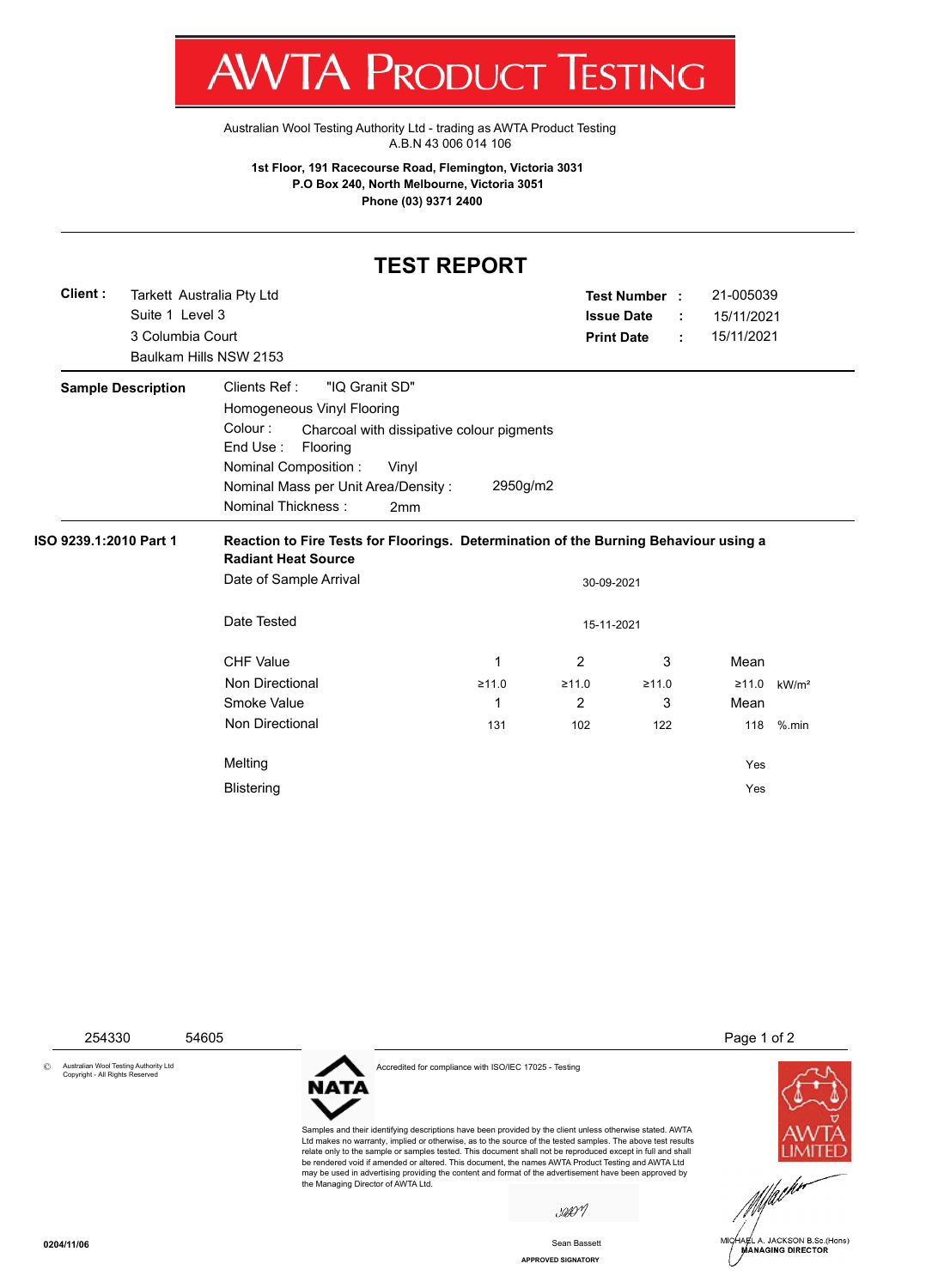# AWTA PRODUCT TESTING

Australian Wool Testing Authority Ltd - trading as AWTA Product Testing
A.B.N 43 006 014 106

**1st Floor, 191 Racecourse Road, Flemington, Victoria 3031**
**P.O Box 240, North Melbourne, Victoria 3051**
**Phone (03) 9371 2400**

## TEST REPORT

**Client :** Tarkett Australia Pty Ltd
Suite 1 Level 3
3 Columbia Court
Baulkam Hills NSW 2153

**Test Number :** 21-005039
**Issue Date :** 15/11/2021
**Print Date :** 15/11/2021

**Sample Description**

Clients Ref : "IQ Granit SD"
Homogeneous Vinyl Flooring
Colour : Charcoal with dissipative colour pigments
End Use : Flooring
Nominal Composition : Vinyl
Nominal Mass per Unit Area/Density : 2950g/m2
Nominal Thickness : 2mm

**ISO 9239.1:2010 Part 1** — **Reaction to Fire Tests for Floorings. Determination of the Burning Behaviour using a Radiant Heat Source**

Date of Sample Arrival: 30-09-2021

Date Tested: 15-11-2021

| CHF Value | 1 | 2 | 3 | Mean | |
|---|---|---|---|---|---|
| Non Directional | ≥11.0 | ≥11.0 | ≥11.0 | ≥11.0 | kW/m² |
| **Smoke Value** | **1** | **2** | **3** | **Mean** | |
| Non Directional | 131 | 102 | 122 | 118 | %.min |

| | |
|---|---|
| Melting | Yes |
| Blistering | Yes |

254330 54605

© Australian Wool Testing Authority Ltd Copyright - All Rights Reserved

NATA

Accredited for compliance with ISO/IEC 17025 - Testing

Samples and their identifying descriptions have been provided by the client unless otherwise stated. AWTA Ltd makes no warranty, implied or otherwise, as to the source of the tested samples. The above test results relate only to the sample or samples tested. This document shall not be reproduced except in full and shall be rendered void if amended or altered. This document, the names AWTA Product Testing and AWTA Ltd may be used in advertising providing the content and format of the advertisement have been approved by the Managing Director of AWTA Ltd.

AWTA LIMITED

Sean Bassett
APPROVED SIGNATORY

MICHAEL A. JACKSON B.Sc.(Hons)
MANAGING DIRECTOR

0204/11/06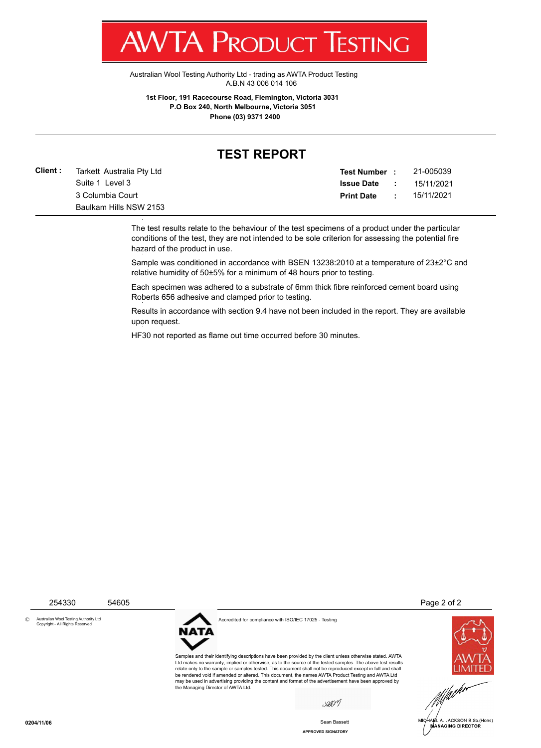# AWTA PRODUCT TESTING

Australian Wool Testing Authority Ltd - trading as AWTA Product Testing
A.B.N 43 006 014 106

**1st Floor, 191 Racecourse Road, Flemington, Victoria 3031**
**P.O Box 240, North Melbourne, Victoria 3051**
**Phone (03) 9371 2400**

## TEST REPORT

**Client :** Tarkett Australia Pty Ltd
Suite 1 Level 3
3 Columbia Court
Baulkam Hills NSW 2153

**Test Number :** 21-005039
**Issue Date :** 15/11/2021
**Print Date :** 15/11/2021

The test results relate to the behaviour of the test specimens of a product under the particular conditions of the test, they are not intended to be sole criterion for assessing the potential fire hazard of the product in use.

Sample was conditioned in accordance with BSEN 13238:2010 at a temperature of 23±2°C and relative humidity of 50±5% for a minimum of 48 hours prior to testing.

Each specimen was adhered to a substrate of 6mm thick fibre reinforced cement board using Roberts 656 adhesive and clamped prior to testing.

Results in accordance with section 9.4 have not been included in the report. They are available upon request.

HF30 not reported as flame out time occurred before 30 minutes.

254330 54605

© Australian Wool Testing Authority Ltd
Copyright - All Rights Reserved

Accredited for compliance with ISO/IEC 17025 - Testing

Samples and their identifying descriptions have been provided by the client unless otherwise stated. AWTA Ltd makes no warranty, implied or otherwise, as to the source of the tested samples. The above test results relate only to the sample or samples tested. This document shall not be reproduced except in full and shall be rendered void if amended or altered. This document, the names AWTA Product Testing and AWTA Ltd may be used in advertising providing the content and format of the advertisement have been approved by the Managing Director of AWTA Ltd.

Sean Bassett
APPROVED SIGNATORY

MICHAEL A. JACKSON B.Sc.(Hons)
MANAGING DIRECTOR

0204/11/06